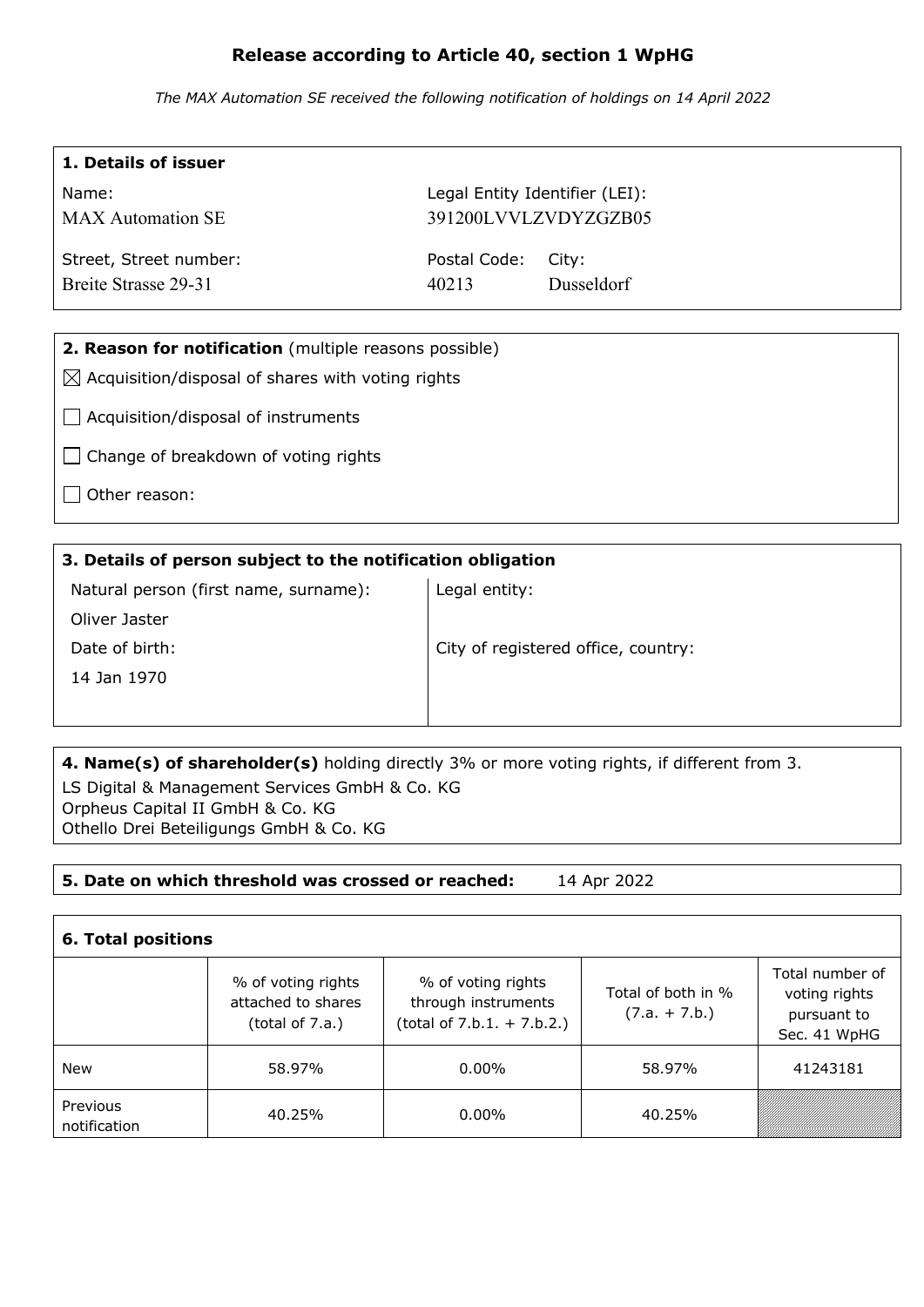# Release according to Article 40, section 1 WpHG

*The MAX Automation SE received the following notification of holdings on 14 April 2022*

## 1. Details of issuer

| Name: | Legal Entity Identifier (LEI): | |
|---|---|---|
| MAX Automation SE | 391200LVVLZVDYZGZB05 | |
| Street, Street number: | Postal Code: | City: |
| Breite Strasse 29-31 | 40213 | Dusseldorf |

## 2. Reason for notification (multiple reasons possible)

☒ Acquisition/disposal of shares with voting rights

☐ Acquisition/disposal of instruments

☐ Change of breakdown of voting rights

☐ Other reason:

## 3. Details of person subject to the notification obligation

| Natural person (first name, surname): | Legal entity: |
|---|---|
| Oliver Jaster | |
| Date of birth: | City of registered office, country: |
| 14 Jan 1970 | |

## 4. Name(s) of shareholder(s) holding directly 3% or more voting rights, if different from 3.

LS Digital & Management Services GmbH & Co. KG
Orpheus Capital II GmbH & Co. KG
Othello Drei Beteiligungs GmbH & Co. KG

## 5. Date on which threshold was crossed or reached: 14 Apr 2022

## 6. Total positions

| | % of voting rights attached to shares (total of 7.a.) | % of voting rights through instruments (total of 7.b.1. + 7.b.2.) | Total of both in % (7.a. + 7.b.) | Total number of voting rights pursuant to Sec. 41 WpHG |
|---|---|---|---|---|
| New | 58.97% | 0.00% | 58.97% | 41243181 |
| Previous notification | 40.25% | 0.00% | 40.25% | |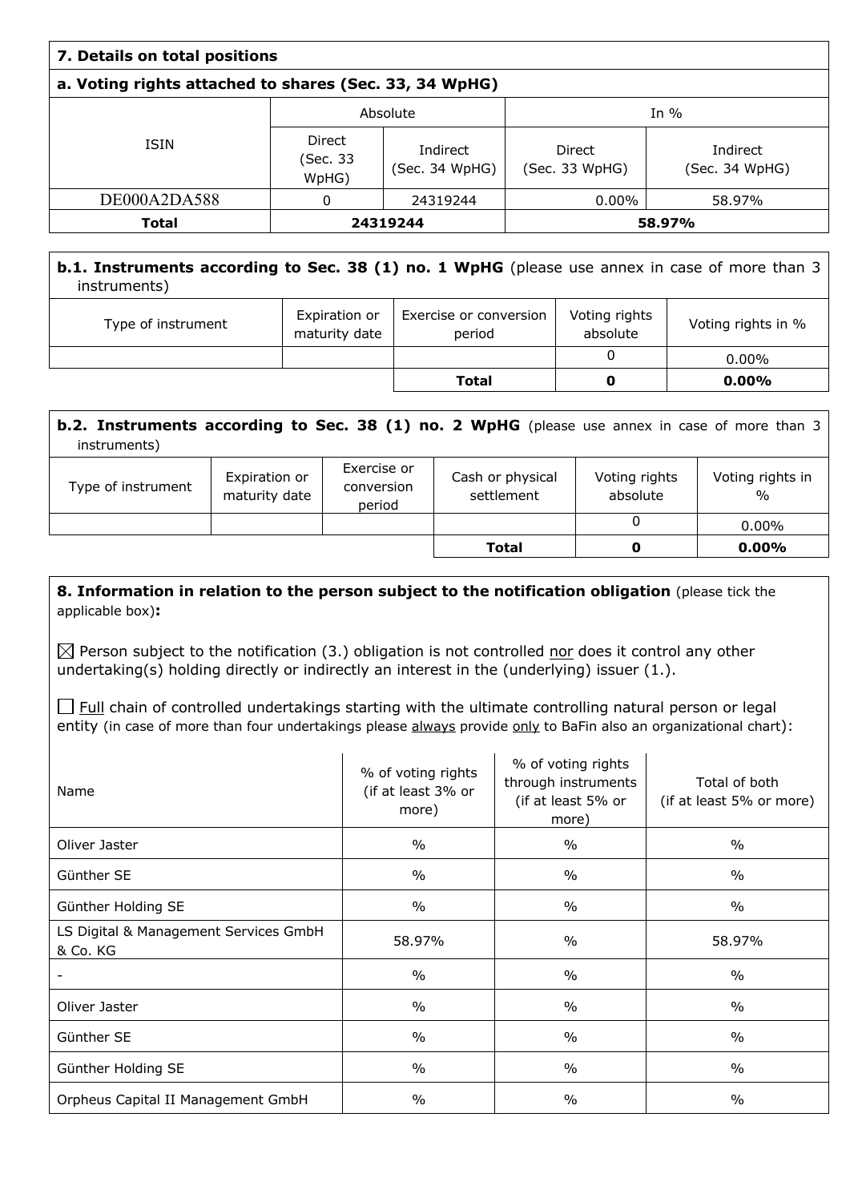## 7. Details on total positions

### a. Voting rights attached to shares (Sec. 33, 34 WpHG)

| ISIN | Absolute | | In % | |
|---|---|---|---|---|
| | Direct (Sec. 33 WpHG) | Indirect (Sec. 34 WpHG) | Direct (Sec. 33 WpHG) | Indirect (Sec. 34 WpHG) |
| DE000A2DA588 | 0 | 24319244 | 0.00% | 58.97% |
| **Total** | **24319244** | | **58.97%** | |

### b.1. Instruments according to Sec. 38 (1) no. 1 WpHG (please use annex in case of more than 3 instruments)

| Type of instrument | Expiration or maturity date | Exercise or conversion period | Voting rights absolute | Voting rights in % |
|---|---|---|---|---|
| | | | 0 | 0.00% |
| | | **Total** | **0** | **0.00%** |

### b.2. Instruments according to Sec. 38 (1) no. 2 WpHG (please use annex in case of more than 3 instruments)

| Type of instrument | Expiration or maturity date | Exercise or conversion period | Cash or physical settlement | Voting rights absolute | Voting rights in % |
|---|---|---|---|---|---|
| | | | | 0 | 0.00% |
| | | | **Total** | **0** | **0.00%** |

## 8. Information in relation to the person subject to the notification obligation (please tick the applicable box):

☒ Person subject to the notification (3.) obligation is not controlled nor does it control any other undertaking(s) holding directly or indirectly an interest in the (underlying) issuer (1.).

☐ Full chain of controlled undertakings starting with the ultimate controlling natural person or legal entity (in case of more than four undertakings please always provide only to BaFin also an organizational chart):

| Name | % of voting rights (if at least 3% or more) | % of voting rights through instruments (if at least 5% or more) | Total of both (if at least 5% or more) |
|---|---|---|---|
| Oliver Jaster | % | % | % |
| Günther SE | % | % | % |
| Günther Holding SE | % | % | % |
| LS Digital & Management Services GmbH & Co. KG | 58.97% | % | 58.97% |
| - | % | % | % |
| Oliver Jaster | % | % | % |
| Günther SE | % | % | % |
| Günther Holding SE | % | % | % |
| Orpheus Capital II Management GmbH | % | % | % |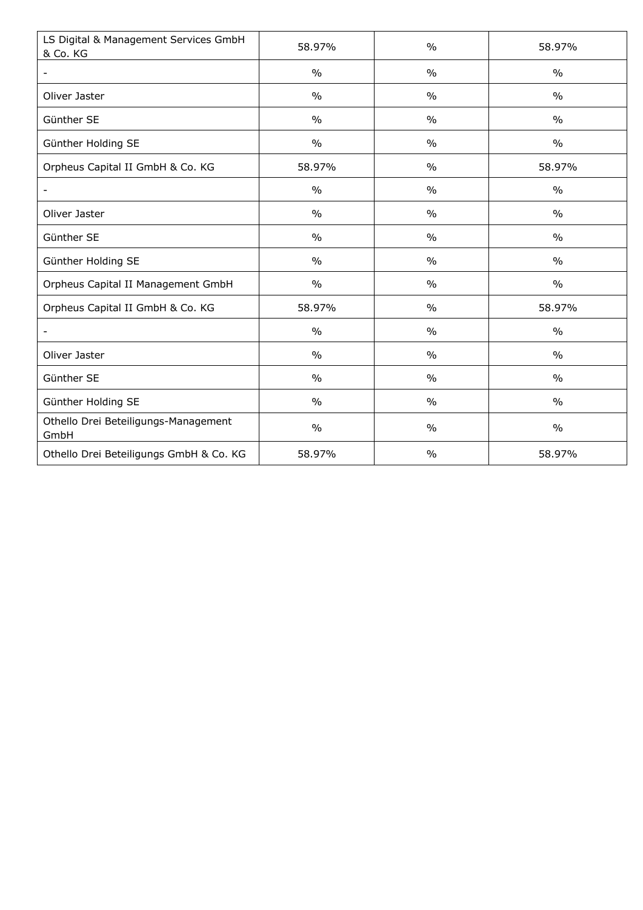| LS Digital & Management Services GmbH & Co. KG | 58.97% | % | 58.97% |
|---|---|---|---|
| - | % | % | % |
| Oliver Jaster | % | % | % |
| Günther SE | % | % | % |
| Günther Holding SE | % | % | % |
| Orpheus Capital II GmbH & Co. KG | 58.97% | % | 58.97% |
| - | % | % | % |
| Oliver Jaster | % | % | % |
| Günther SE | % | % | % |
| Günther Holding SE | % | % | % |
| Orpheus Capital II Management GmbH | % | % | % |
| Orpheus Capital II GmbH & Co. KG | 58.97% | % | 58.97% |
| - | % | % | % |
| Oliver Jaster | % | % | % |
| Günther SE | % | % | % |
| Günther Holding SE | % | % | % |
| Othello Drei Beteiligungs-Management GmbH | % | % | % |
| Othello Drei Beteiligungs GmbH & Co. KG | 58.97% | % | 58.97% |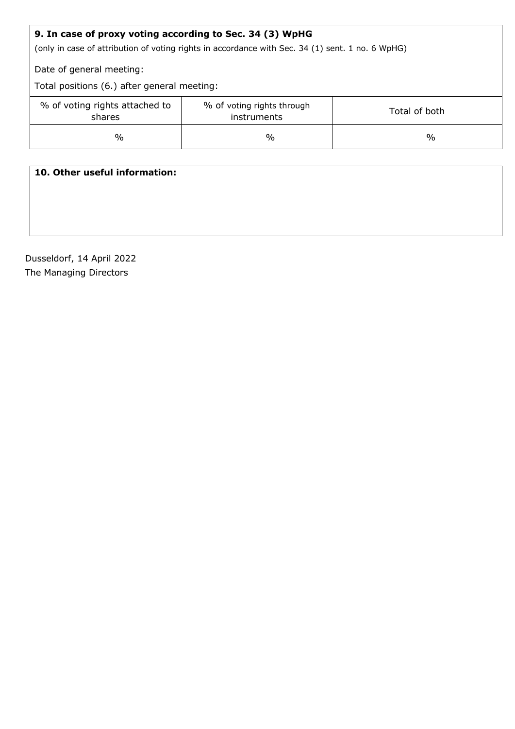### 9. In case of proxy voting according to Sec. 34 (3) WpHG

(only in case of attribution of voting rights in accordance with Sec. 34 (1) sent. 1 no. 6 WpHG)

Date of general meeting:

Total positions (6.) after general meeting:

| % of voting rights attached to shares | % of voting rights through instruments | Total of both |
|---|---|---|
| % | % | % |

### 10. Other useful information:

Dusseldorf, 14 April 2022
The Managing Directors